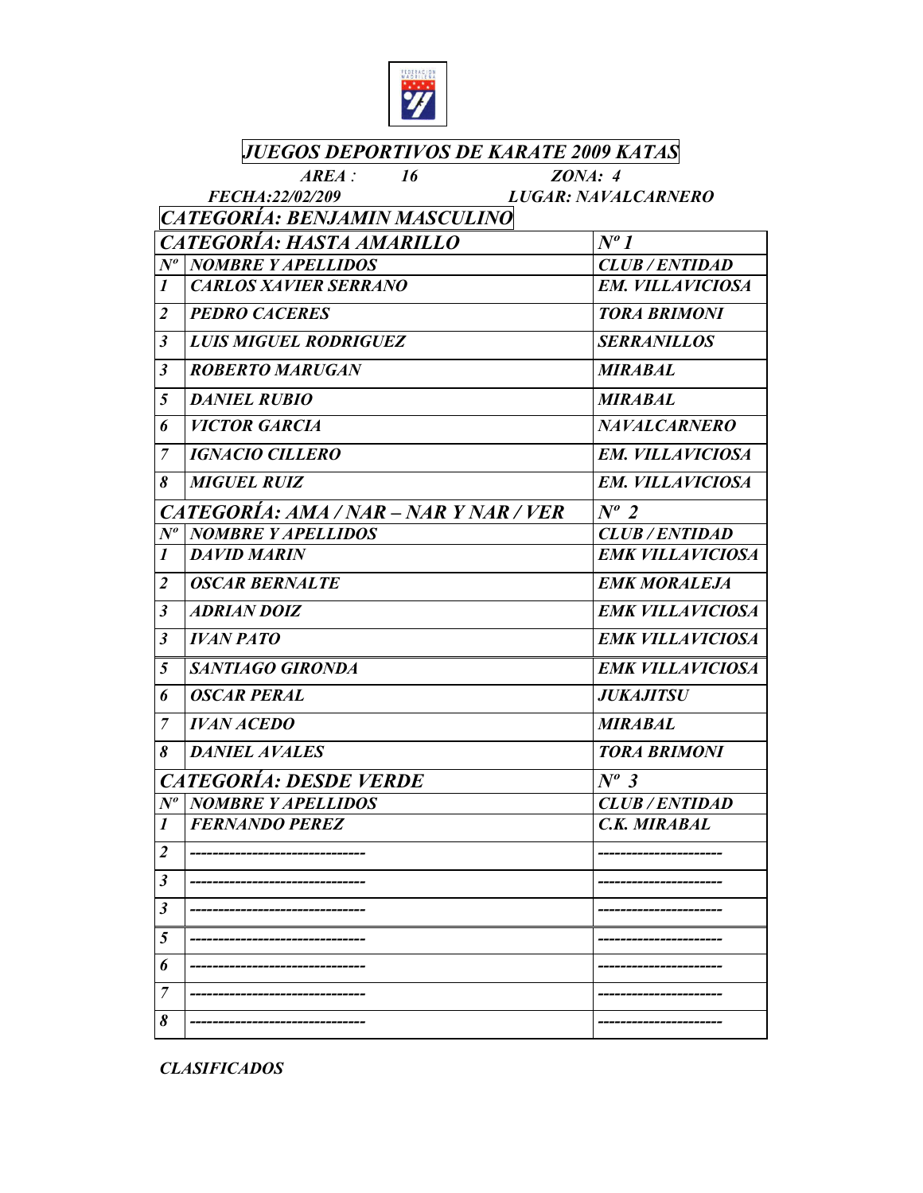# *JUEGOS DEPORTIVOS DE KARATE 2009 KATAS*

***AREA : 16*** ***ZONA: 4***

***FECHA:22/02/209*** ***LUGAR: NAVALCARNERO***

## *CATEGORÍA: BENJAMIN MASCULINO*

| *CATEGORÍA: HASTA AMARILLO* | | *Nº 1* |
|---|---|---|
| *Nº* | *NOMBRE Y APELLIDOS* | *CLUB / ENTIDAD* |
| *1* | *CARLOS XAVIER SERRANO* | *EM. VILLAVICIOSA* |
| *2* | *PEDRO CACERES* | *TORA BRIMONI* |
| *3* | *LUIS MIGUEL RODRIGUEZ* | *SERRANILLOS* |
| *3* | *ROBERTO MARUGAN* | *MIRABAL* |
| *5* | *DANIEL RUBIO* | *MIRABAL* |
| *6* | *VICTOR GARCIA* | *NAVALCARNERO* |
| *7* | *IGNACIO CILLERO* | *EM. VILLAVICIOSA* |
| *8* | *MIGUEL RUIZ* | *EM. VILLAVICIOSA* |
| ***CATEGORÍA: AMA / NAR – NAR Y NAR / VER*** | | ***Nº 2*** |
| *Nº* | *NOMBRE Y APELLIDOS* | *CLUB / ENTIDAD* |
| *1* | *DAVID MARIN* | *EMK VILLAVICIOSA* |
| *2* | *OSCAR BERNALTE* | *EMK MORALEJA* |
| *3* | *ADRIAN DOIZ* | *EMK VILLAVICIOSA* |
| *3* | *IVAN PATO* | *EMK VILLAVICIOSA* |
| *5* | *SANTIAGO GIRONDA* | *EMK VILLAVICIOSA* |
| *6* | *OSCAR PERAL* | *JUKAJITSU* |
| *7* | *IVAN ACEDO* | *MIRABAL* |
| *8* | *DANIEL AVALES* | *TORA BRIMONI* |
| ***CATEGORÍA: DESDE VERDE*** | | ***Nº 3*** |
| *Nº* | *NOMBRE Y APELLIDOS* | *CLUB / ENTIDAD* |
| *1* | *FERNANDO PEREZ* | *C.K. MIRABAL* |
| *2* | -------------------------------- | ---------------------- |
| *3* | -------------------------------- | ---------------------- |
| *3* | -------------------------------- | ---------------------- |
| *5* | -------------------------------- | ---------------------- |
| *6* | -------------------------------- | ---------------------- |
| *7* | -------------------------------- | ---------------------- |
| *8* | -------------------------------- | ---------------------- |

***CLASIFICADOS***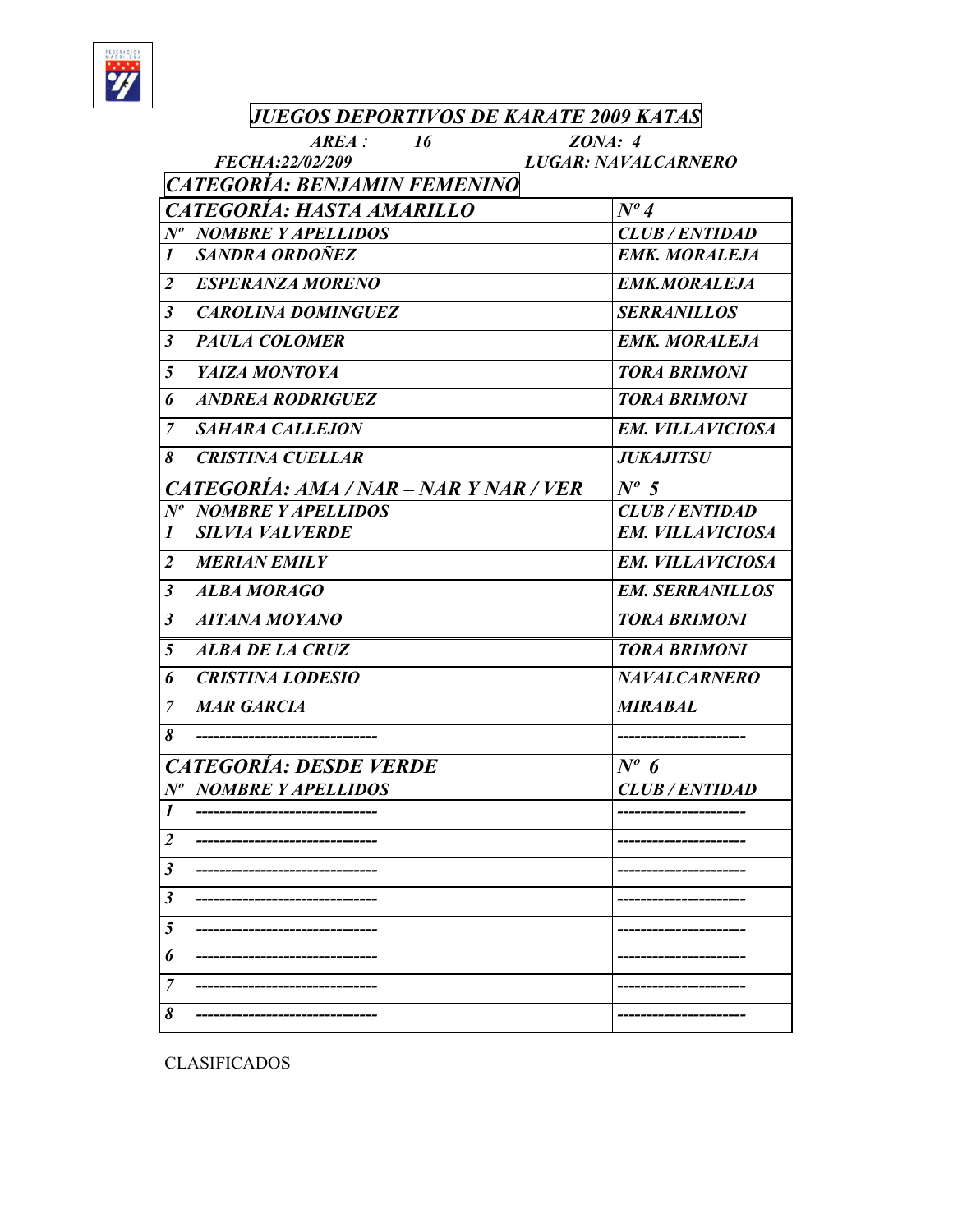# JUEGOS DEPORTIVOS DE KARATE 2009 KATAS

***AREA :*** ***16*** ***ZONA: 4***

***FECHA:22/02/209*** ***LUGAR: NAVALCARNERO***

## CATEGORÍA: BENJAMIN FEMENINO

| CATEGORÍA: HASTA AMARILLO | | Nº 4 |
|---|---|---|
| Nº | NOMBRE Y APELLIDOS | CLUB / ENTIDAD |
| 1 | SANDRA ORDOÑEZ | EMK. MORALEJA |
| 2 | ESPERANZA MORENO | EMK.MORALEJA |
| 3 | CAROLINA DOMINGUEZ | SERRANILLOS |
| 3 | PAULA COLOMER | EMK. MORALEJA |
| 5 | YAIZA MONTOYA | TORA BRIMONI |
| 6 | ANDREA RODRIGUEZ | TORA BRIMONI |
| 7 | SAHARA CALLEJON | EM. VILLAVICIOSA |
| 8 | CRISTINA CUELLAR | JUKAJITSU |

| CATEGORÍA: AMA / NAR – NAR Y NAR / VER | | Nº 5 |
|---|---|---|
| Nº | NOMBRE Y APELLIDOS | CLUB / ENTIDAD |
| 1 | SILVIA VALVERDE | EM. VILLAVICIOSA |
| 2 | MERIAN EMILY | EM. VILLAVICIOSA |
| 3 | ALBA MORAGO | EM. SERRANILLOS |
| 3 | AITANA MOYANO | TORA BRIMONI |
| 5 | ALBA DE LA CRUZ | TORA BRIMONI |
| 6 | CRISTINA LODESIO | NAVALCARNERO |
| 7 | MAR GARCIA | MIRABAL |
| 8 | ------------------------------- | ---------------------- |

| CATEGORÍA: DESDE VERDE | | Nº 6 |
|---|---|---|
| Nº | NOMBRE Y APELLIDOS | CLUB / ENTIDAD |
| 1 | ------------------------------- | ---------------------- |
| 2 | ------------------------------- | ---------------------- |
| 3 | ------------------------------- | ---------------------- |
| 3 | ------------------------------- | ---------------------- |
| 5 | ------------------------------- | ---------------------- |
| 6 | ------------------------------- | ---------------------- |
| 7 | ------------------------------- | ---------------------- |
| 8 | ------------------------------- | ---------------------- |

CLASIFICADOS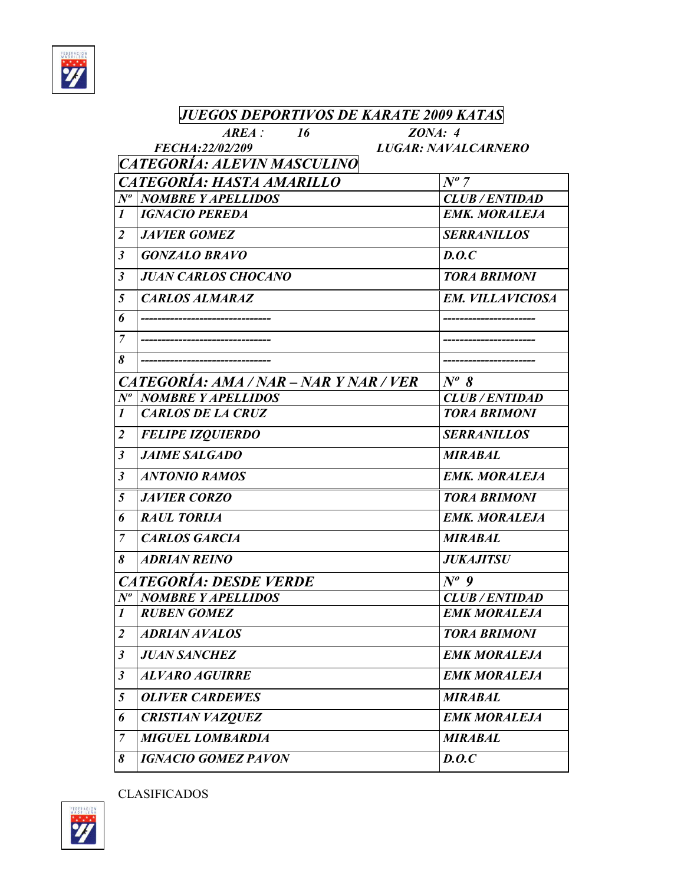# *JUEGOS DEPORTIVOS DE KARATE 2009 KATAS*

***AREA :*** ***16*** ***ZONA: 4***

***FECHA:22/02/209*** ***LUGAR: NAVALCARNERO***

## *CATEGORÍA: ALEVIN MASCULINO*

| ***CATEGORÍA: HASTA AMARILLO*** | | ***Nº 7*** |
|---|---|---|
| ***Nº*** | ***NOMBRE Y APELLIDOS*** | ***CLUB / ENTIDAD*** |
| ***1*** | ***IGNACIO PEREDA*** | ***EMK. MORALEJA*** |
| ***2*** | ***JAVIER GOMEZ*** | ***SERRANILLOS*** |
| ***3*** | ***GONZALO BRAVO*** | ***D.O.C*** |
| ***3*** | ***JUAN CARLOS CHOCANO*** | ***TORA BRIMONI*** |
| ***5*** | ***CARLOS ALMARAZ*** | ***EM. VILLAVICIOSA*** |
| ***6*** | ------------------------------- | ---------------------- |
| ***7*** | ------------------------------- | ---------------------- |
| ***8*** | ------------------------------- | ---------------------- |

| ***CATEGORÍA: AMA / NAR – NAR Y NAR / VER*** | | ***Nº 8*** |
|---|---|---|
| ***Nº*** | ***NOMBRE Y APELLIDOS*** | ***CLUB / ENTIDAD*** |
| ***1*** | ***CARLOS DE LA CRUZ*** | ***TORA BRIMONI*** |
| ***2*** | ***FELIPE IZQUIERDO*** | ***SERRANILLOS*** |
| ***3*** | ***JAIME SALGADO*** | ***MIRABAL*** |
| ***3*** | ***ANTONIO RAMOS*** | ***EMK. MORALEJA*** |
| ***5*** | ***JAVIER CORZO*** | ***TORA BRIMONI*** |
| ***6*** | ***RAUL TORIJA*** | ***EMK. MORALEJA*** |
| ***7*** | ***CARLOS GARCIA*** | ***MIRABAL*** |
| ***8*** | ***ADRIAN REINO*** | ***JUKAJITSU*** |

| ***CATEGORÍA: DESDE VERDE*** | | ***Nº 9*** |
|---|---|---|
| ***Nº*** | ***NOMBRE Y APELLIDOS*** | ***CLUB / ENTIDAD*** |
| ***1*** | ***RUBEN GOMEZ*** | ***EMK MORALEJA*** |
| ***2*** | ***ADRIAN AVALOS*** | ***TORA BRIMONI*** |
| ***3*** | ***JUAN SANCHEZ*** | ***EMK MORALEJA*** |
| ***3*** | ***ALVARO AGUIRRE*** | ***EMK MORALEJA*** |
| ***5*** | ***OLIVER CARDEWES*** | ***MIRABAL*** |
| ***6*** | ***CRISTIAN VAZQUEZ*** | ***EMK MORALEJA*** |
| ***7*** | ***MIGUEL LOMBARDIA*** | ***MIRABAL*** |
| ***8*** | ***IGNACIO GOMEZ PAVON*** | ***D.O.C*** |

CLASIFICADOS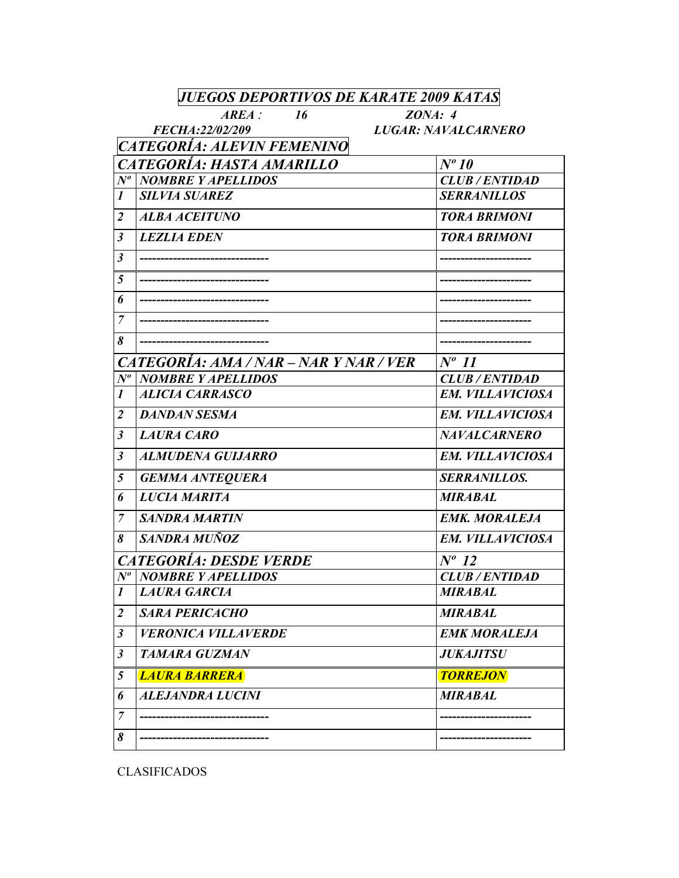# *JUEGOS DEPORTIVOS DE KARATE 2009 KATAS*

***AREA :*** ***16*** ***ZONA: 4***

***FECHA:22/02/209*** ***LUGAR: NAVALCARNERO***

## *CATEGORÍA: ALEVIN FEMENINO*

| ***CATEGORÍA: HASTA AMARILLO*** | | ***Nº 10*** |
|---|---|---|
| ***Nº*** | ***NOMBRE Y APELLIDOS*** | ***CLUB / ENTIDAD*** |
| ***1*** | ***SILVIA SUAREZ*** | ***SERRANILLOS*** |
| ***2*** | ***ALBA ACEITUNO*** | ***TORA BRIMONI*** |
| ***3*** | ***LEZLIA EDEN*** | ***TORA BRIMONI*** |
| ***3*** | ------------------------------- | ---------------------- |
| ***5*** | ------------------------------- | ---------------------- |
| ***6*** | ------------------------------- | ---------------------- |
| ***7*** | ------------------------------- | ---------------------- |
| ***8*** | ------------------------------- | ---------------------- |

| ***CATEGORÍA: AMA / NAR – NAR Y NAR / VER*** | | ***Nº 11*** |
|---|---|---|
| ***Nº*** | ***NOMBRE Y APELLIDOS*** | ***CLUB / ENTIDAD*** |
| ***1*** | ***ALICIA CARRASCO*** | ***EM. VILLAVICIOSA*** |
| ***2*** | ***DANDAN SESMA*** | ***EM. VILLAVICIOSA*** |
| ***3*** | ***LAURA CARO*** | ***NAVALCARNERO*** |
| ***3*** | ***ALMUDENA GUIJARRO*** | ***EM. VILLAVICIOSA*** |
| ***5*** | ***GEMMA ANTEQUERA*** | ***SERRANILLOS.*** |
| ***6*** | ***LUCIA MARITA*** | ***MIRABAL*** |
| ***7*** | ***SANDRA MARTIN*** | ***EMK. MORALEJA*** |
| ***8*** | ***SANDRA MUÑOZ*** | ***EM. VILLAVICIOSA*** |

| ***CATEGORÍA: DESDE VERDE*** | | ***Nº 12*** |
|---|---|---|
| ***Nº*** | ***NOMBRE Y APELLIDOS*** | ***CLUB / ENTIDAD*** |
| ***1*** | ***LAURA GARCIA*** | ***MIRABAL*** |
| ***2*** | ***SARA PERICACHO*** | ***MIRABAL*** |
| ***3*** | ***VERONICA VILLAVERDE*** | ***EMK MORALEJA*** |
| ***3*** | ***TAMARA GUZMAN*** | ***JUKAJITSU*** |
| ***5*** | ***LAURA BARRERA*** | ***TORREJON*** |
| ***6*** | ***ALEJANDRA LUCINI*** | ***MIRABAL*** |
| ***7*** | ------------------------------- | ---------------------- |
| ***8*** | ------------------------------- | ---------------------- |

CLASIFICADOS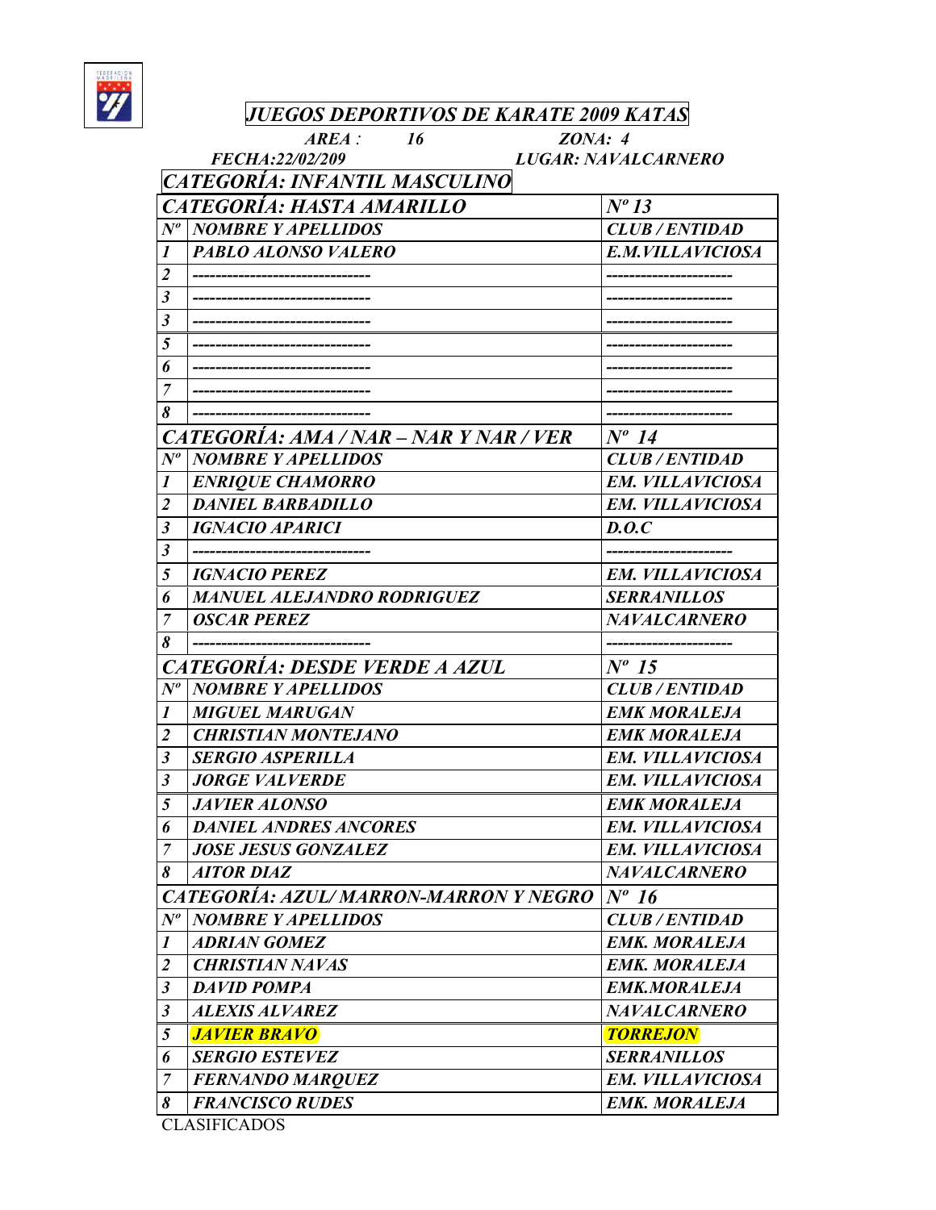# JUEGOS DEPORTIVOS DE KARATE 2009 KATAS

AREA : 16 ZONA: 4

FECHA:22/02/209 LUGAR: NAVALCARNERO

## CATEGORÍA: INFANTIL MASCULINO

| CATEGORÍA: HASTA AMARILLO | | Nº 13 |
|---|---|---|
| **Nº** | **NOMBRE Y APELLIDOS** | **CLUB / ENTIDAD** |
| 1 | PABLO ALONSO VALERO | E.M.VILLAVICIOSA |
| 2 | ------------------------------- | ---------------------- |
| 3 | ------------------------------- | ---------------------- |
| 3 | ------------------------------- | ---------------------- |
| 5 | ------------------------------- | ---------------------- |
| 6 | ------------------------------- | ---------------------- |
| 7 | ------------------------------- | ---------------------- |
| 8 | ------------------------------- | ---------------------- |
| **CATEGORÍA: AMA / NAR – NAR Y NAR / VER** | | **Nº 14** |
| **Nº** | **NOMBRE Y APELLIDOS** | **CLUB / ENTIDAD** |
| 1 | ENRIQUE CHAMORRO | EM. VILLAVICIOSA |
| 2 | DANIEL BARBADILLO | EM. VILLAVICIOSA |
| 3 | IGNACIO APARICI | D.O.C |
| 3 | ------------------------------- | ---------------------- |
| 5 | IGNACIO PEREZ | EM. VILLAVICIOSA |
| 6 | MANUEL ALEJANDRO RODRIGUEZ | SERRANILLOS |
| 7 | OSCAR PEREZ | NAVALCARNERO |
| 8 | ------------------------------- | ---------------------- |
| **CATEGORÍA: DESDE VERDE A AZUL** | | **Nº 15** |
| **Nº** | **NOMBRE Y APELLIDOS** | **CLUB / ENTIDAD** |
| 1 | MIGUEL MARUGAN | EMK MORALEJA |
| 2 | CHRISTIAN MONTEJANO | EMK MORALEJA |
| 3 | SERGIO ASPERILLA | EM. VILLAVICIOSA |
| 3 | JORGE VALVERDE | EM. VILLAVICIOSA |
| 5 | JAVIER ALONSO | EMK MORALEJA |
| 6 | DANIEL ANDRES ANCORES | EM. VILLAVICIOSA |
| 7 | JOSE JESUS GONZALEZ | EM. VILLAVICIOSA |
| 8 | AITOR DIAZ | NAVALCARNERO |
| **CATEGORÍA: AZUL/ MARRON-MARRON Y NEGRO** | | **Nº 16** |
| **Nº** | **NOMBRE Y APELLIDOS** | **CLUB / ENTIDAD** |
| 1 | ADRIAN GOMEZ | EMK. MORALEJA |
| 2 | CHRISTIAN NAVAS | EMK. MORALEJA |
| 3 | DAVID POMPA | EMK.MORALEJA |
| 3 | ALEXIS ALVAREZ | NAVALCARNERO |
| 5 | JAVIER BRAVO | TORREJON |
| 6 | SERGIO ESTEVEZ | SERRANILLOS |
| 7 | FERNANDO MARQUEZ | EM. VILLAVICIOSA |
| 8 | FRANCISCO RUDES | EMK. MORALEJA |

CLASIFICADOS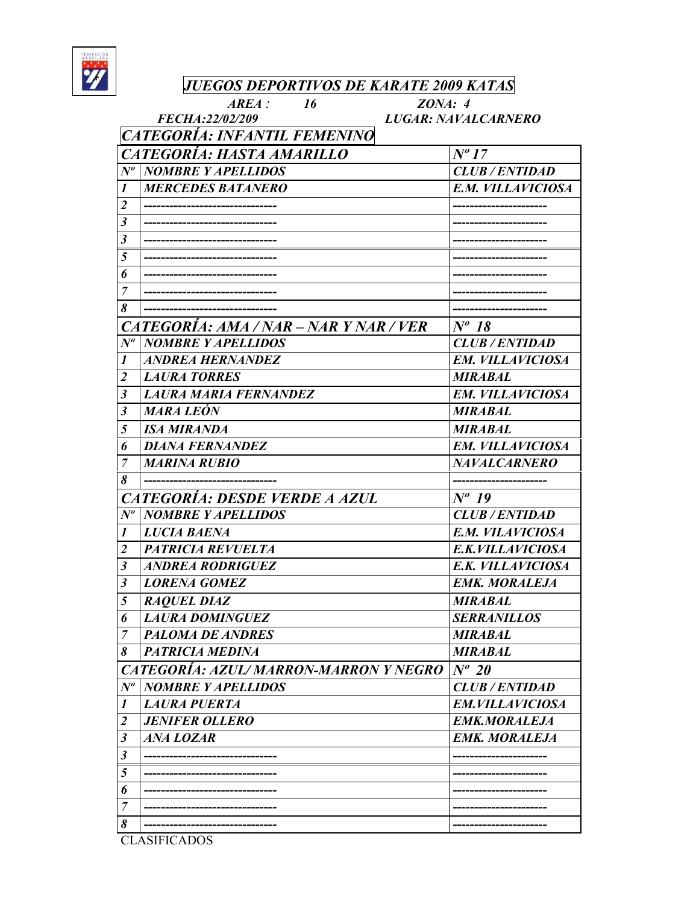# *JUEGOS DEPORTIVOS DE KARATE 2009 KATAS*

***AREA : 16*** ***ZONA: 4***

***FECHA:22/02/209*** ***LUGAR: NAVALCARNERO***

## *CATEGORÍA: INFANTIL FEMENINO*

| ***CATEGORÍA: HASTA AMARILLO*** | | ***Nº 17*** |
|---|---|---|
| ***Nº*** | ***NOMBRE Y APELLIDOS*** | ***CLUB / ENTIDAD*** |
| ***1*** | ***MERCEDES BATANERO*** | ***E.M. VILLAVICIOSA*** |
| ***2*** | ------------------------------- | ---------------------- |
| ***3*** | ------------------------------- | ---------------------- |
| ***3*** | ------------------------------- | ---------------------- |
| ***5*** | ------------------------------- | ---------------------- |
| ***6*** | ------------------------------- | ---------------------- |
| ***7*** | ------------------------------- | ---------------------- |
| ***8*** | ------------------------------- | ---------------------- |
| ***CATEGORÍA: AMA / NAR – NAR Y NAR / VER*** | | ***Nº 18*** |
| ***Nº*** | ***NOMBRE Y APELLIDOS*** | ***CLUB / ENTIDAD*** |
| ***1*** | ***ANDREA HERNANDEZ*** | ***EM. VILLAVICIOSA*** |
| ***2*** | ***LAURA TORRES*** | ***MIRABAL*** |
| ***3*** | ***LAURA MARIA FERNANDEZ*** | ***EM. VILLAVICIOSA*** |
| ***3*** | ***MARA LEÓN*** | ***MIRABAL*** |
| ***5*** | ***ISA MIRANDA*** | ***MIRABAL*** |
| ***6*** | ***DIANA FERNANDEZ*** | ***EM. VILLAVICIOSA*** |
| ***7*** | ***MARINA RUBIO*** | ***NAVALCARNERO*** |
| ***8*** | ------------------------------- | ---------------------- |
| ***CATEGORÍA: DESDE VERDE A AZUL*** | | ***Nº 19*** |
| ***Nº*** | ***NOMBRE Y APELLIDOS*** | ***CLUB / ENTIDAD*** |
| ***1*** | ***LUCIA BAENA*** | ***E.M. VILAVICIOSA*** |
| ***2*** | ***PATRICIA REVUELTA*** | ***E.K.VILLAVICIOSA*** |
| ***3*** | ***ANDREA RODRIGUEZ*** | ***E.K. VILLAVICIOSA*** |
| ***3*** | ***LORENA GOMEZ*** | ***EMK. MORALEJA*** |
| ***5*** | ***RAQUEL DIAZ*** | ***MIRABAL*** |
| ***6*** | ***LAURA DOMINGUEZ*** | ***SERRANILLOS*** |
| ***7*** | ***PALOMA DE ANDRES*** | ***MIRABAL*** |
| ***8*** | ***PATRICIA MEDINA*** | ***MIRABAL*** |
| ***CATEGORÍA: AZUL/ MARRON-MARRON Y NEGRO*** | | ***Nº 20*** |
| ***Nº*** | ***NOMBRE Y APELLIDOS*** | ***CLUB / ENTIDAD*** |
| ***1*** | ***LAURA PUERTA*** | ***EM.VILLAVICIOSA*** |
| ***2*** | ***JENIFER OLLERO*** | ***EMK.MORALEJA*** |
| ***3*** | ***ANA LOZAR*** | ***EMK. MORALEJA*** |
| ***3*** | ------------------------------- | ---------------------- |
| ***5*** | ------------------------------- | ---------------------- |
| ***6*** | ------------------------------- | ---------------------- |
| ***7*** | ------------------------------- | ---------------------- |
| ***8*** | ------------------------------- | ---------------------- |

CLASIFICADOS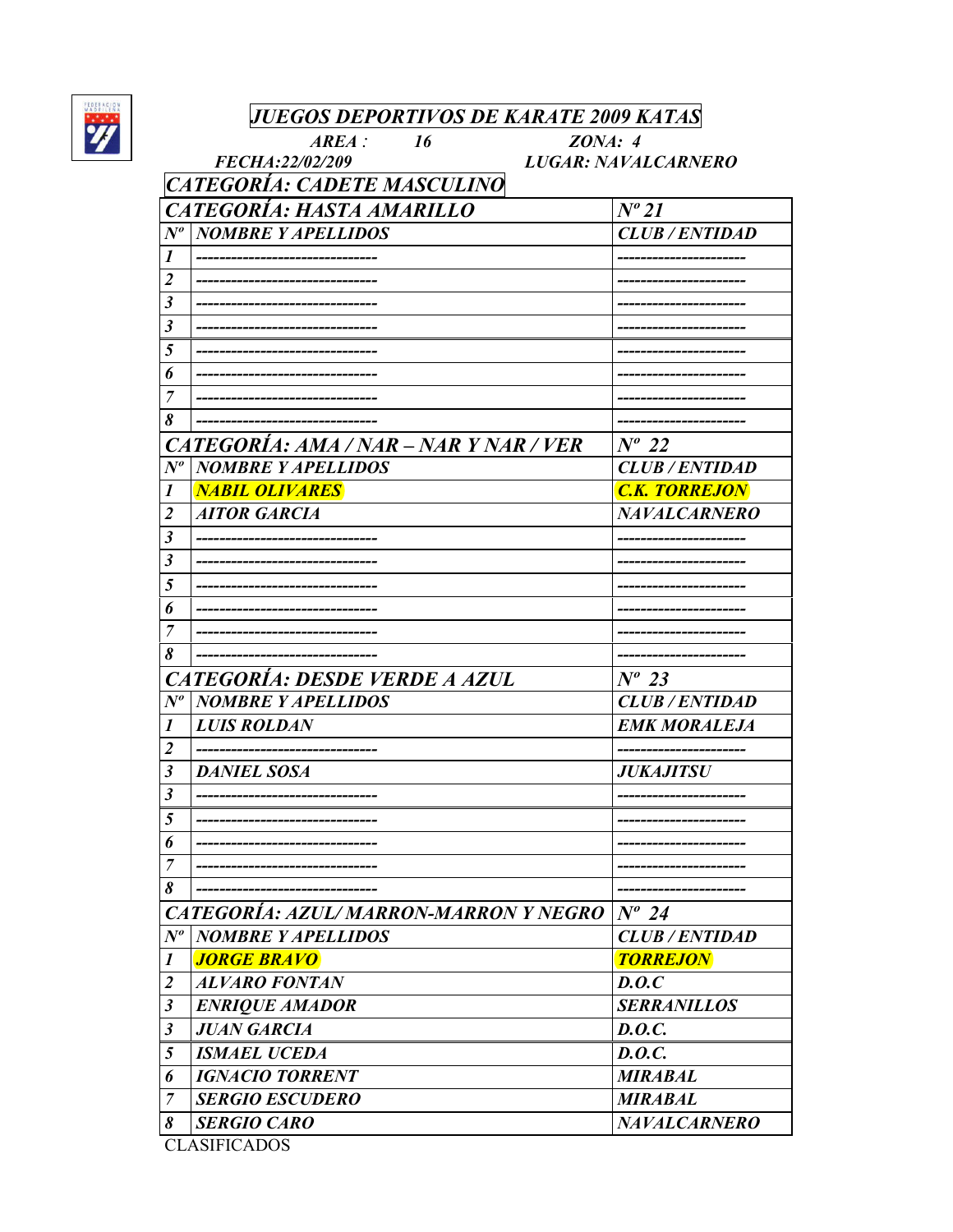# JUEGOS DEPORTIVOS DE KARATE 2009 KATAS

AREA : 16 ZONA: 4

FECHA:22/02/209 LUGAR: NAVALCARNERO

## CATEGORÍA: CADETE MASCULINO

| CATEGORÍA: HASTA AMARILLO | | Nº 21 |
|---|---|---|
| Nº | NOMBRE Y APELLIDOS | CLUB / ENTIDAD |
| 1 | ------------------------------- | ---------------------- |
| 2 | ------------------------------- | ---------------------- |
| 3 | ------------------------------- | ---------------------- |
| 3 | ------------------------------- | ---------------------- |
| 5 | ------------------------------- | ---------------------- |
| 6 | ------------------------------- | ---------------------- |
| 7 | ------------------------------- | ---------------------- |
| 8 | ------------------------------- | ---------------------- |

| CATEGORÍA: AMA / NAR – NAR Y NAR / VER | | Nº 22 |
|---|---|---|
| Nº | NOMBRE Y APELLIDOS | CLUB / ENTIDAD |
| 1 | NABIL OLIVARES | C.K. TORREJON |
| 2 | AITOR GARCIA | NAVALCARNERO |
| 3 | ------------------------------- | ---------------------- |
| 3 | ------------------------------- | ---------------------- |
| 5 | ------------------------------- | ---------------------- |
| 6 | ------------------------------- | ---------------------- |
| 7 | ------------------------------- | ---------------------- |
| 8 | ------------------------------- | ---------------------- |

| CATEGORÍA: DESDE VERDE A AZUL | | Nº 23 |
|---|---|---|
| Nº | NOMBRE Y APELLIDOS | CLUB / ENTIDAD |
| 1 | LUIS ROLDAN | EMK MORALEJA |
| 2 | ------------------------------- | ---------------------- |
| 3 | DANIEL SOSA | JUKAJITSU |
| 3 | ------------------------------- | ---------------------- |
| 5 | ------------------------------- | ---------------------- |
| 6 | ------------------------------- | ---------------------- |
| 7 | ------------------------------- | ---------------------- |
| 8 | ------------------------------- | ---------------------- |

| CATEGORÍA: AZUL/ MARRON-MARRON Y NEGRO | | Nº 24 |
|---|---|---|
| Nº | NOMBRE Y APELLIDOS | CLUB / ENTIDAD |
| 1 | JORGE BRAVO | TORREJON |
| 2 | ALVARO FONTAN | D.O.C |
| 3 | ENRIQUE AMADOR | SERRANILLOS |
| 3 | JUAN GARCIA | D.O.C. |
| 5 | ISMAEL UCEDA | D.O.C. |
| 6 | IGNACIO TORRENT | MIRABAL |
| 7 | SERGIO ESCUDERO | MIRABAL |
| 8 | SERGIO CARO | NAVALCARNERO |

CLASIFICADOS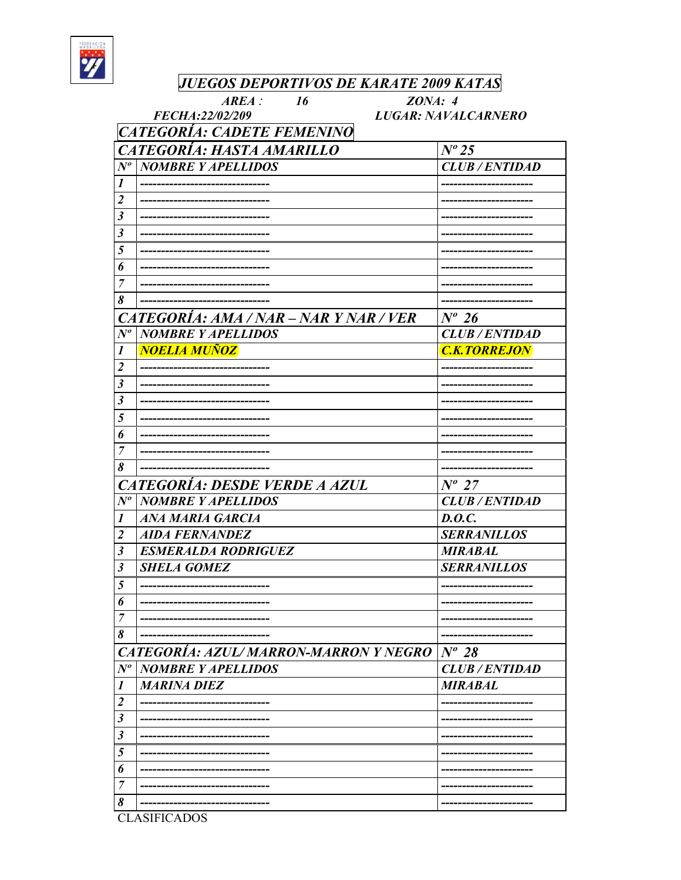# *JUEGOS DEPORTIVOS DE KARATE 2009 KATAS*

***AREA :*** ***16*** ***ZONA: 4***

***FECHA:22/02/209*** ***LUGAR: NAVALCARNERO***

## *CATEGORÍA: CADETE FEMENINO*

| ***CATEGORÍA: HASTA AMARILLO*** | | ***Nº 25*** |
|---|---|---|
| ***Nº*** | ***NOMBRE Y APELLIDOS*** | ***CLUB / ENTIDAD*** |
| ***1*** | ------------------------------- | ---------------------- |
| ***2*** | ------------------------------- | ---------------------- |
| ***3*** | ------------------------------- | ---------------------- |
| ***3*** | ------------------------------- | ---------------------- |
| ***5*** | ------------------------------- | ---------------------- |
| ***6*** | ------------------------------- | ---------------------- |
| ***7*** | ------------------------------- | ---------------------- |
| ***8*** | ------------------------------- | ---------------------- |

| ***CATEGORÍA: AMA / NAR – NAR Y NAR / VER*** | | ***Nº 26*** |
|---|---|---|
| ***Nº*** | ***NOMBRE Y APELLIDOS*** | ***CLUB / ENTIDAD*** |
| ***1*** | ***NOELIA MUÑOZ*** | ***C.K.TORREJON*** |
| ***2*** | ------------------------------- | ---------------------- |
| ***3*** | ------------------------------- | ---------------------- |
| ***3*** | ------------------------------- | ---------------------- |
| ***5*** | ------------------------------- | ---------------------- |
| ***6*** | ------------------------------- | ---------------------- |
| ***7*** | ------------------------------- | ---------------------- |
| ***8*** | ------------------------------- | ---------------------- |

| ***CATEGORÍA: DESDE VERDE A AZUL*** | | ***Nº 27*** |
|---|---|---|
| ***Nº*** | ***NOMBRE Y APELLIDOS*** | ***CLUB / ENTIDAD*** |
| ***1*** | ***ANA MARIA GARCIA*** | ***D.O.C.*** |
| ***2*** | ***AIDA FERNANDEZ*** | ***SERRANILLOS*** |
| ***3*** | ***ESMERALDA RODRIGUEZ*** | ***MIRABAL*** |
| ***3*** | ***SHELA GOMEZ*** | ***SERRANILLOS*** |
| ***5*** | ------------------------------- | ---------------------- |
| ***6*** | ------------------------------- | ---------------------- |
| ***7*** | ------------------------------- | ---------------------- |
| ***8*** | ------------------------------- | ---------------------- |

| ***CATEGORÍA: AZUL/ MARRON-MARRON Y NEGRO*** | | ***Nº 28*** |
|---|---|---|
| ***Nº*** | ***NOMBRE Y APELLIDOS*** | ***CLUB / ENTIDAD*** |
| ***1*** | ***MARINA DIEZ*** | ***MIRABAL*** |
| ***2*** | ------------------------------- | ---------------------- |
| ***3*** | ------------------------------- | ---------------------- |
| ***3*** | ------------------------------- | ---------------------- |
| ***5*** | ------------------------------- | ---------------------- |
| ***6*** | ------------------------------- | ---------------------- |
| ***7*** | ------------------------------- | ---------------------- |
| ***8*** | ------------------------------- | ---------------------- |

CLASIFICADOS